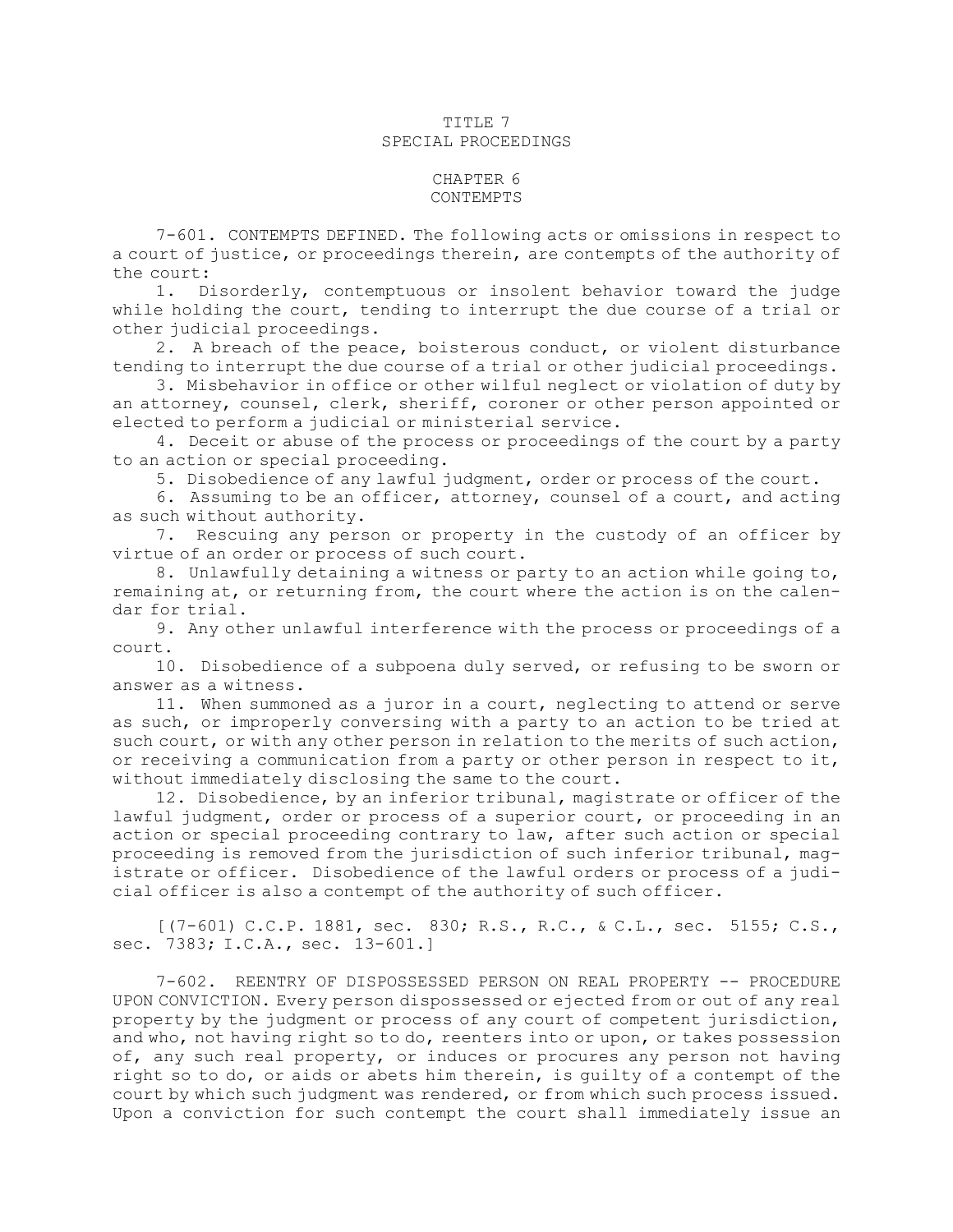# TITLE 7
# SPECIAL PROCEEDINGS

## CHAPTER 6
## CONTEMPTS

7-601. CONTEMPTS DEFINED. The following acts or omissions in respect to a court of justice, or proceedings therein, are contempts of the authority of the court:

1. Disorderly, contemptuous or insolent behavior toward the judge while holding the court, tending to interrupt the due course of a trial or other judicial proceedings.

2. A breach of the peace, boisterous conduct, or violent disturbance tending to interrupt the due course of a trial or other judicial proceedings.

3. Misbehavior in office or other wilful neglect or violation of duty by an attorney, counsel, clerk, sheriff, coroner or other person appointed or elected to perform a judicial or ministerial service.

4. Deceit or abuse of the process or proceedings of the court by a party to an action or special proceeding.

5. Disobedience of any lawful judgment, order or process of the court.

6. Assuming to be an officer, attorney, counsel of a court, and acting as such without authority.

7. Rescuing any person or property in the custody of an officer by virtue of an order or process of such court.

8. Unlawfully detaining a witness or party to an action while going to, remaining at, or returning from, the court where the action is on the calendar for trial.

9. Any other unlawful interference with the process or proceedings of a court.

10. Disobedience of a subpoena duly served, or refusing to be sworn or answer as a witness.

11. When summoned as a juror in a court, neglecting to attend or serve as such, or improperly conversing with a party to an action to be tried at such court, or with any other person in relation to the merits of such action, or receiving a communication from a party or other person in respect to it, without immediately disclosing the same to the court.

12. Disobedience, by an inferior tribunal, magistrate or officer of the lawful judgment, order or process of a superior court, or proceeding in an action or special proceeding contrary to law, after such action or special proceeding is removed from the jurisdiction of such inferior tribunal, magistrate or officer. Disobedience of the lawful orders or process of a judicial officer is also a contempt of the authority of such officer.

[(7-601) C.C.P. 1881, sec. 830; R.S., R.C., & C.L., sec. 5155; C.S., sec. 7383; I.C.A., sec. 13-601.]

7-602. REENTRY OF DISPOSSESSED PERSON ON REAL PROPERTY -- PROCEDURE UPON CONVICTION. Every person dispossessed or ejected from or out of any real property by the judgment or process of any court of competent jurisdiction, and who, not having right so to do, reenters into or upon, or takes possession of, any such real property, or induces or procures any person not having right so to do, or aids or abets him therein, is guilty of a contempt of the court by which such judgment was rendered, or from which such process issued. Upon a conviction for such contempt the court shall immediately issue an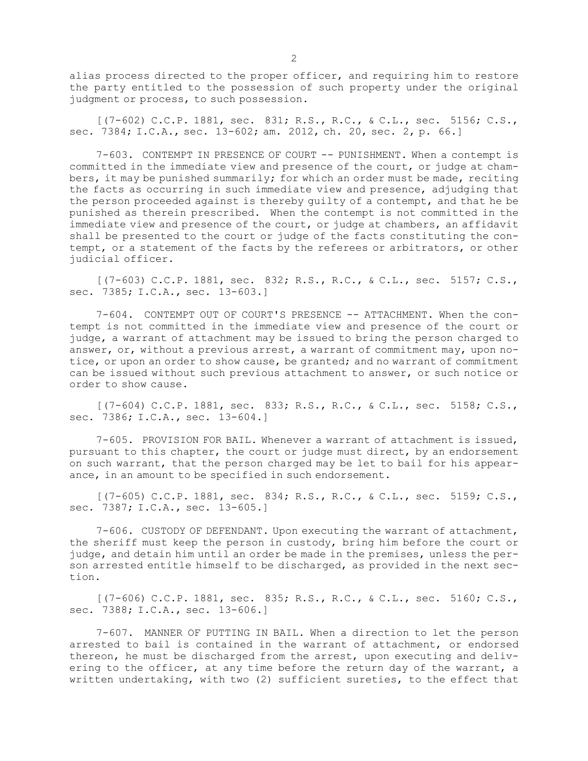alias process directed to the proper officer, and requiring him to restore the party entitled to the possession of such property under the original judgment or process, to such possession.

[(7-602) C.C.P. 1881, sec. 831; R.S., R.C., & C.L., sec. 5156; C.S., sec. 7384; I.C.A., sec. 13-602; am. 2012, ch. 20, sec. 2, p. 66.]

7-603. CONTEMPT IN PRESENCE OF COURT -- PUNISHMENT. When a contempt is committed in the immediate view and presence of the court, or judge at chambers, it may be punished summarily; for which an order must be made, reciting the facts as occurring in such immediate view and presence, adjudging that the person proceeded against is thereby guilty of a contempt, and that he be punished as therein prescribed. When the contempt is not committed in the immediate view and presence of the court, or judge at chambers, an affidavit shall be presented to the court or judge of the facts constituting the contempt, or a statement of the facts by the referees or arbitrators, or other judicial officer.

[(7-603) C.C.P. 1881, sec. 832; R.S., R.C., & C.L., sec. 5157; C.S., sec. 7385; I.C.A., sec. 13-603.]

7-604. CONTEMPT OUT OF COURT'S PRESENCE -- ATTACHMENT. When the contempt is not committed in the immediate view and presence of the court or judge, a warrant of attachment may be issued to bring the person charged to answer, or, without a previous arrest, a warrant of commitment may, upon notice, or upon an order to show cause, be granted; and no warrant of commitment can be issued without such previous attachment to answer, or such notice or order to show cause.

[(7-604) C.C.P. 1881, sec. 833; R.S., R.C., & C.L., sec. 5158; C.S., sec. 7386; I.C.A., sec. 13-604.]

7-605. PROVISION FOR BAIL. Whenever a warrant of attachment is issued, pursuant to this chapter, the court or judge must direct, by an endorsement on such warrant, that the person charged may be let to bail for his appearance, in an amount to be specified in such endorsement.

[(7-605) C.C.P. 1881, sec. 834; R.S., R.C., & C.L., sec. 5159; C.S., sec. 7387; I.C.A., sec. 13-605.]

7-606. CUSTODY OF DEFENDANT. Upon executing the warrant of attachment, the sheriff must keep the person in custody, bring him before the court or judge, and detain him until an order be made in the premises, unless the person arrested entitle himself to be discharged, as provided in the next section.

[(7-606) C.C.P. 1881, sec. 835; R.S., R.C., & C.L., sec. 5160; C.S., sec. 7388; I.C.A., sec. 13-606.]

7-607. MANNER OF PUTTING IN BAIL. When a direction to let the person arrested to bail is contained in the warrant of attachment, or endorsed thereon, he must be discharged from the arrest, upon executing and delivering to the officer, at any time before the return day of the warrant, a written undertaking, with two (2) sufficient sureties, to the effect that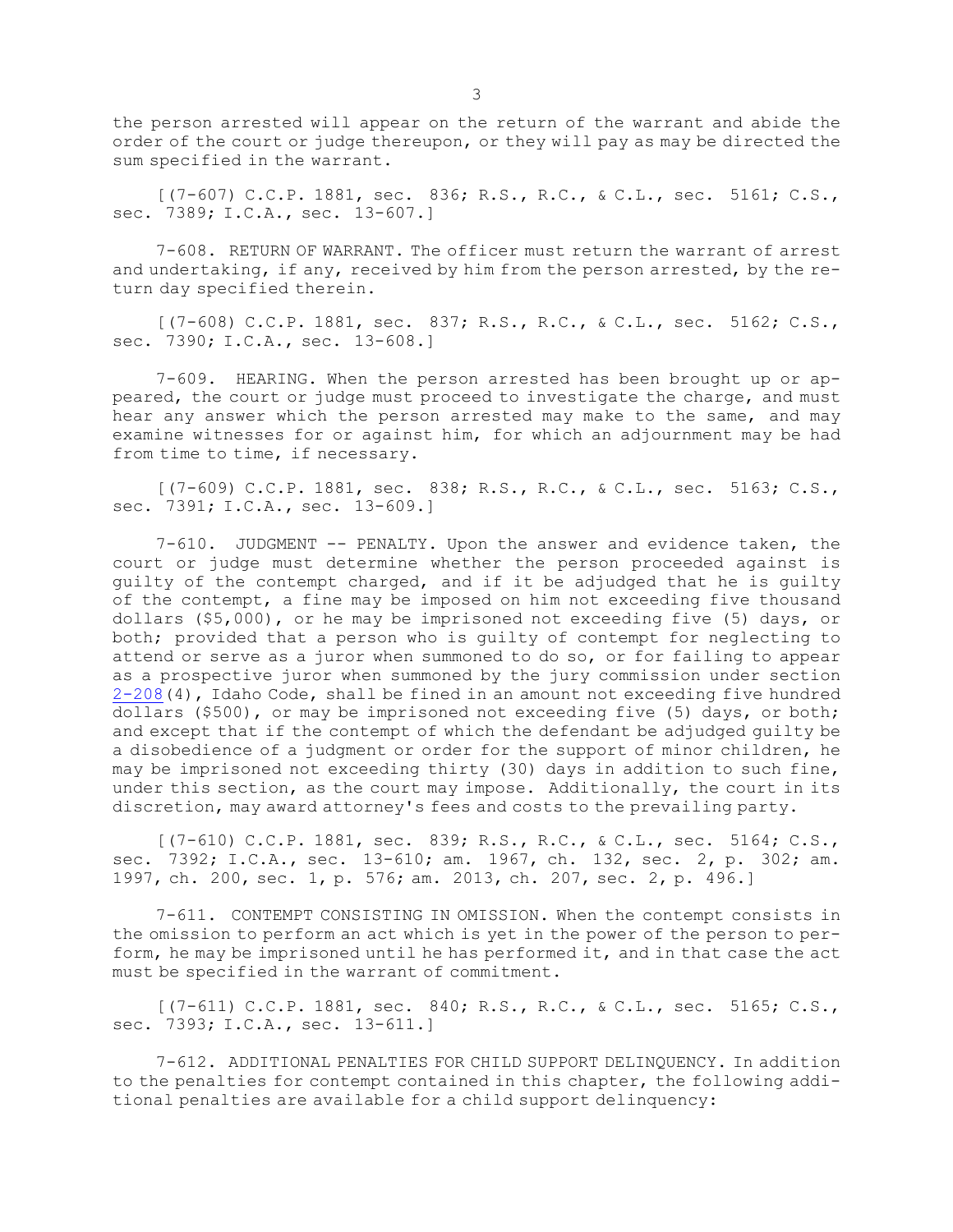the person arrested will appear on the return of the warrant and abide the order of the court or judge thereupon, or they will pay as may be directed the sum specified in the warrant.

[(7-607) C.C.P. 1881, sec. 836; R.S., R.C., & C.L., sec. 5161; C.S., sec. 7389; I.C.A., sec. 13-607.]

7-608. RETURN OF WARRANT. The officer must return the warrant of arrest and undertaking, if any, received by him from the person arrested, by the return day specified therein.

[(7-608) C.C.P. 1881, sec. 837; R.S., R.C., & C.L., sec. 5162; C.S., sec. 7390; I.C.A., sec. 13-608.]

7-609. HEARING. When the person arrested has been brought up or appeared, the court or judge must proceed to investigate the charge, and must hear any answer which the person arrested may make to the same, and may examine witnesses for or against him, for which an adjournment may be had from time to time, if necessary.

[(7-609) C.C.P. 1881, sec. 838; R.S., R.C., & C.L., sec. 5163; C.S., sec. 7391; I.C.A., sec. 13-609.]

7-610. JUDGMENT -- PENALTY. Upon the answer and evidence taken, the court or judge must determine whether the person proceeded against is guilty of the contempt charged, and if it be adjudged that he is guilty of the contempt, a fine may be imposed on him not exceeding five thousand dollars ($5,000), or he may be imprisoned not exceeding five (5) days, or both; provided that a person who is guilty of contempt for neglecting to attend or serve as a juror when summoned to do so, or for failing to appear as a prospective juror when summoned by the jury commission under section 2-208(4), Idaho Code, shall be fined in an amount not exceeding five hundred dollars ($500), or may be imprisoned not exceeding five (5) days, or both; and except that if the contempt of which the defendant be adjudged guilty be a disobedience of a judgment or order for the support of minor children, he may be imprisoned not exceeding thirty (30) days in addition to such fine, under this section, as the court may impose. Additionally, the court in its discretion, may award attorney's fees and costs to the prevailing party.

[(7-610) C.C.P. 1881, sec. 839; R.S., R.C., & C.L., sec. 5164; C.S., sec. 7392; I.C.A., sec. 13-610; am. 1967, ch. 132, sec. 2, p. 302; am. 1997, ch. 200, sec. 1, p. 576; am. 2013, ch. 207, sec. 2, p. 496.]

7-611. CONTEMPT CONSISTING IN OMISSION. When the contempt consists in the omission to perform an act which is yet in the power of the person to perform, he may be imprisoned until he has performed it, and in that case the act must be specified in the warrant of commitment.

[(7-611) C.C.P. 1881, sec. 840; R.S., R.C., & C.L., sec. 5165; C.S., sec. 7393; I.C.A., sec. 13-611.]

7-612. ADDITIONAL PENALTIES FOR CHILD SUPPORT DELINQUENCY. In addition to the penalties for contempt contained in this chapter, the following additional penalties are available for a child support delinquency: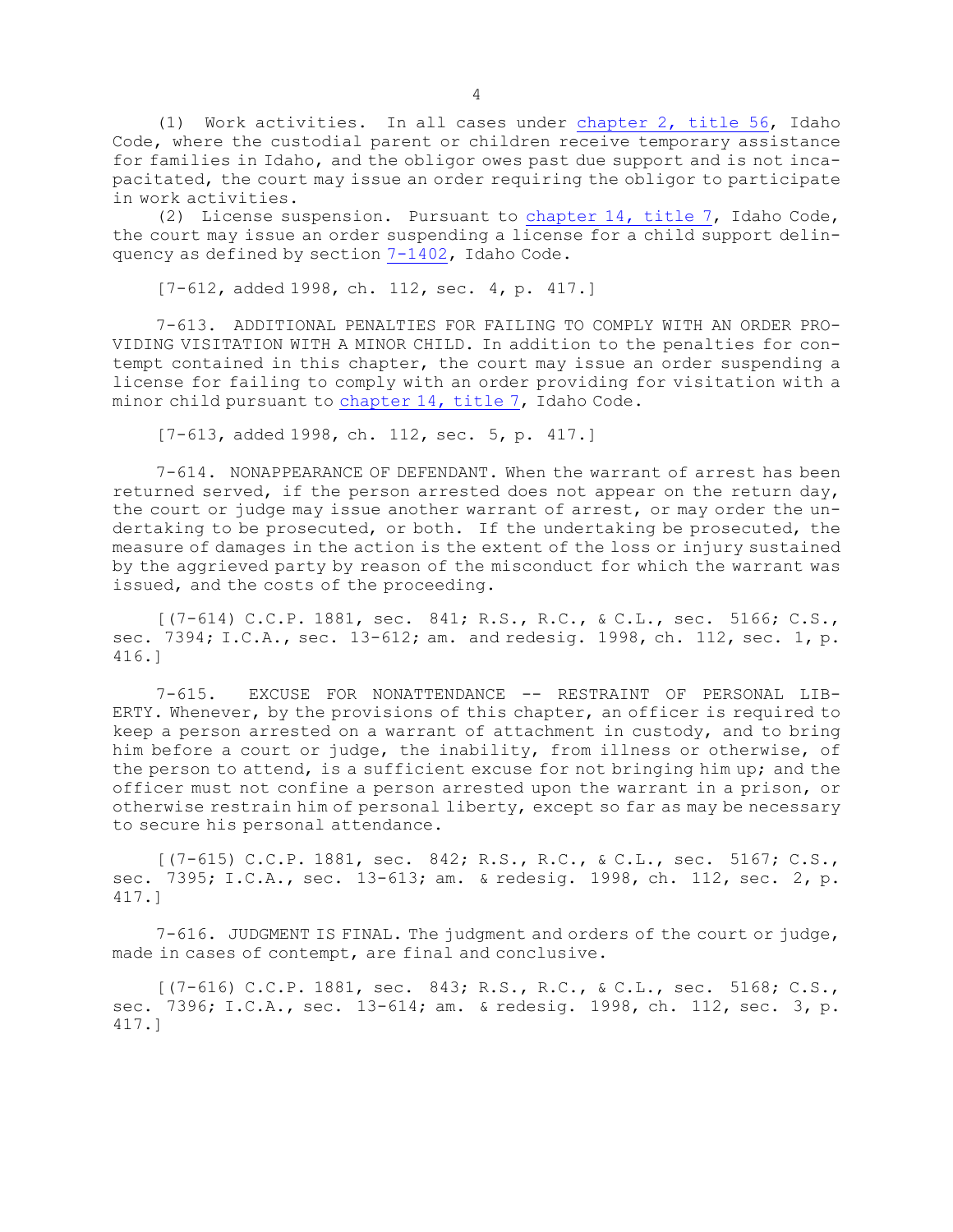(1) Work activities. In all cases under chapter 2, title 56, Idaho Code, where the custodial parent or children receive temporary assistance for families in Idaho, and the obligor owes past due support and is not incapacitated, the court may issue an order requiring the obligor to participate in work activities.

(2) License suspension. Pursuant to chapter 14, title 7, Idaho Code, the court may issue an order suspending a license for a child support delinquency as defined by section 7-1402, Idaho Code.

[7-612, added 1998, ch. 112, sec. 4, p. 417.]

7-613. ADDITIONAL PENALTIES FOR FAILING TO COMPLY WITH AN ORDER PROVIDING VISITATION WITH A MINOR CHILD. In addition to the penalties for contempt contained in this chapter, the court may issue an order suspending a license for failing to comply with an order providing for visitation with a minor child pursuant to chapter 14, title 7, Idaho Code.

[7-613, added 1998, ch. 112, sec. 5, p. 417.]

7-614. NONAPPEARANCE OF DEFENDANT. When the warrant of arrest has been returned served, if the person arrested does not appear on the return day, the court or judge may issue another warrant of arrest, or may order the undertaking to be prosecuted, or both. If the undertaking be prosecuted, the measure of damages in the action is the extent of the loss or injury sustained by the aggrieved party by reason of the misconduct for which the warrant was issued, and the costs of the proceeding.

[(7-614) C.C.P. 1881, sec. 841; R.S., R.C., & C.L., sec. 5166; C.S., sec. 7394; I.C.A., sec. 13-612; am. and redesig. 1998, ch. 112, sec. 1, p. 416.]

7-615. EXCUSE FOR NONATTENDANCE -- RESTRAINT OF PERSONAL LIBERTY. Whenever, by the provisions of this chapter, an officer is required to keep a person arrested on a warrant of attachment in custody, and to bring him before a court or judge, the inability, from illness or otherwise, of the person to attend, is a sufficient excuse for not bringing him up; and the officer must not confine a person arrested upon the warrant in a prison, or otherwise restrain him of personal liberty, except so far as may be necessary to secure his personal attendance.

[(7-615) C.C.P. 1881, sec. 842; R.S., R.C., & C.L., sec. 5167; C.S., sec. 7395; I.C.A., sec. 13-613; am. & redesig. 1998, ch. 112, sec. 2, p. 417.]

7-616. JUDGMENT IS FINAL. The judgment and orders of the court or judge, made in cases of contempt, are final and conclusive.

[(7-616) C.C.P. 1881, sec. 843; R.S., R.C., & C.L., sec. 5168; C.S., sec. 7396; I.C.A., sec. 13-614; am. & redesig. 1998, ch. 112, sec. 3, p. 417.]